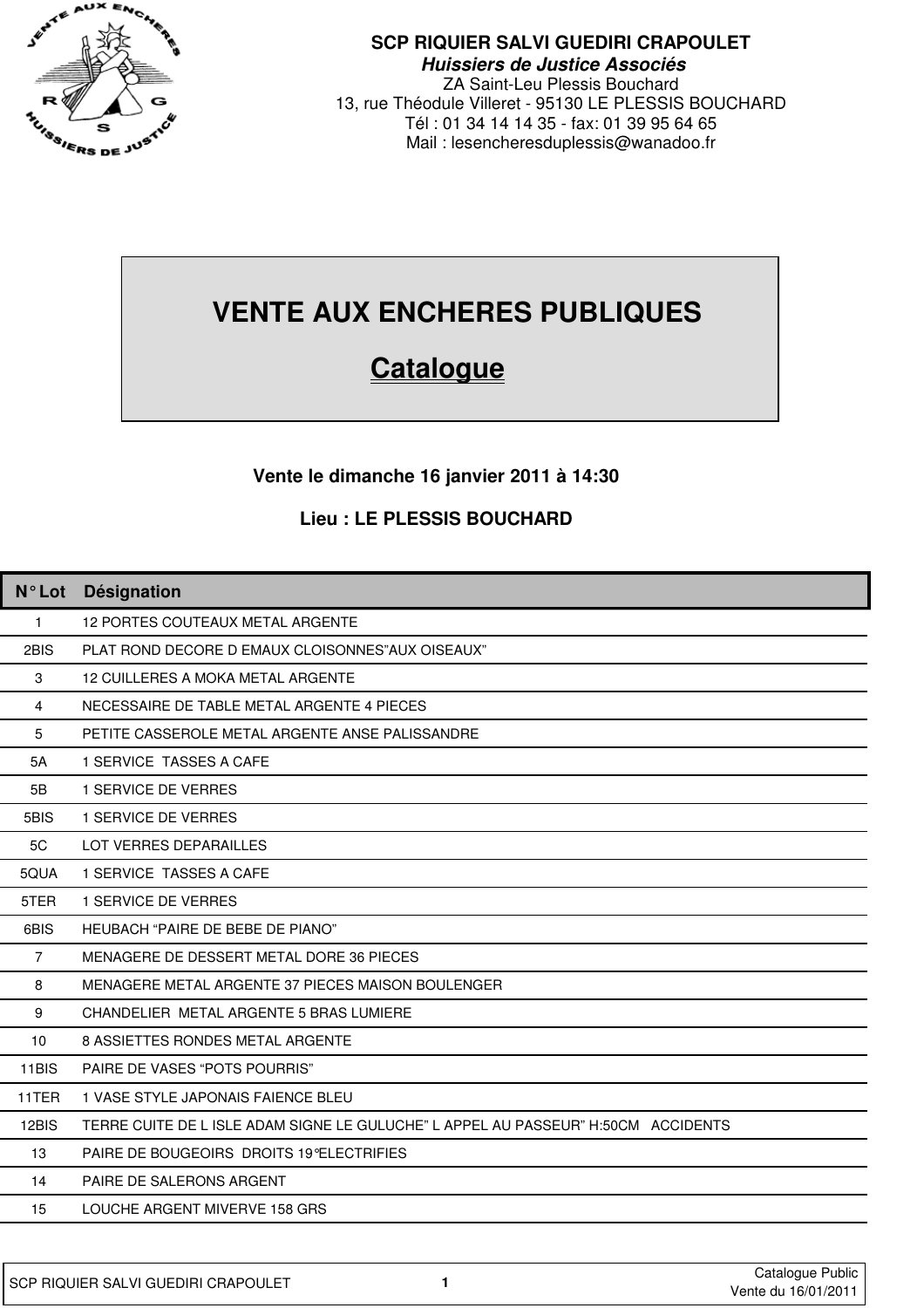**SCP RIQUIER SALVI GUEDIRI CRAPOULET**
***Huissiers de Justice Associés***
ZA Saint-Leu Plessis Bouchard
13, rue Théodule Villeret - 95130 LE PLESSIS BOUCHARD
Tél : 01 34 14 14 35 - fax: 01 39 95 64 65
Mail : lesencheresduplessis@wanadoo.fr

# VENTE AUX ENCHERES PUBLIQUES

## Catalogue

**Vente le dimanche 16 janvier 2011 à 14:30**

**Lieu : LE PLESSIS BOUCHARD**

| N° Lot | Désignation |
|---|---|
| 1 | 12 PORTES COUTEAUX METAL ARGENTE |
| 2BIS | PLAT ROND DECORE D EMAUX CLOISONNES"AUX OISEAUX" |
| 3 | 12 CUILLERES A MOKA METAL ARGENTE |
| 4 | NECESSAIRE DE TABLE METAL ARGENTE 4 PIECES |
| 5 | PETITE CASSEROLE METAL ARGENTE ANSE PALISSANDRE |
| 5A | 1 SERVICE TASSES A CAFE |
| 5B | 1 SERVICE DE VERRES |
| 5BIS | 1 SERVICE DE VERRES |
| 5C | LOT VERRES DEPARAILLES |
| 5QUA | 1 SERVICE TASSES A CAFE |
| 5TER | 1 SERVICE DE VERRES |
| 6BIS | HEUBACH "PAIRE DE BEBE DE PIANO" |
| 7 | MENAGERE DE DESSERT METAL DORE 36 PIECES |
| 8 | MENAGERE METAL ARGENTE 37 PIECES MAISON BOULENGER |
| 9 | CHANDELIER METAL ARGENTE 5 BRAS LUMIERE |
| 10 | 8 ASSIETTES RONDES METAL ARGENTE |
| 11BIS | PAIRE DE VASES "POTS POURRIS" |
| 11TER | 1 VASE STYLE JAPONAIS FAIENCE BLEU |
| 12BIS | TERRE CUITE DE L ISLE ADAM SIGNE LE GULUCHE" L APPEL AU PASSEUR" H:50CM ACCIDENTS |
| 13 | PAIRE DE BOUGEOIRS DROITS 19°ELECTRIFIES |
| 14 | PAIRE DE SALERONS ARGENT |
| 15 | LOUCHE ARGENT MIVERVE 158 GRS |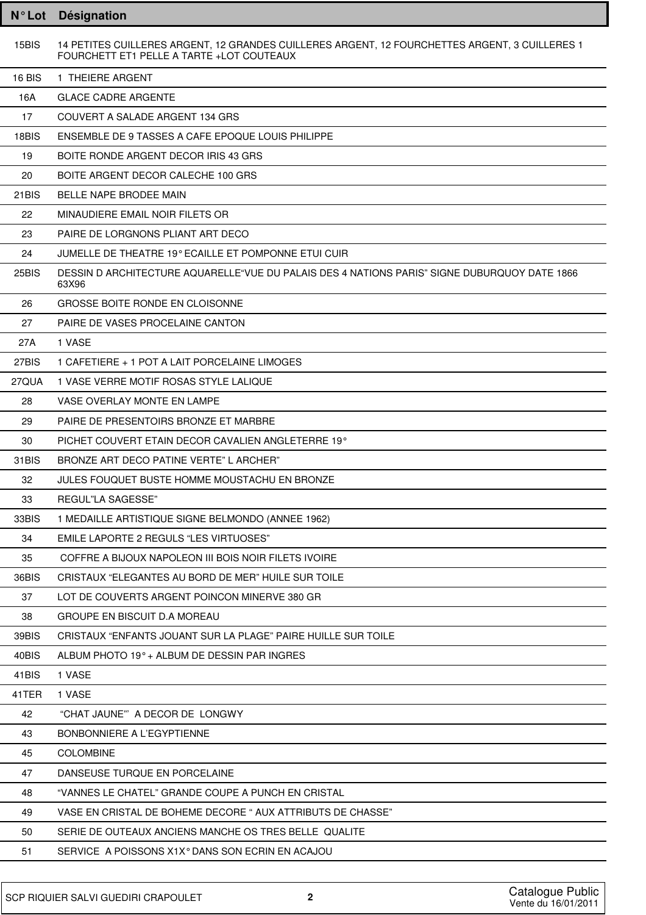| N° Lot | Désignation |
|---|---|
| 15BIS | 14 PETITES CUILLERES ARGENT, 12 GRANDES CUILLERES ARGENT, 12 FOURCHETTES ARGENT, 3 CUILLERES 1 FOURCHETT ET1 PELLE A TARTE +LOT COUTEAUX |
| 16 BIS | 1 THEIERE ARGENT |
| 16A | GLACE CADRE ARGENTE |
| 17 | COUVERT A SALADE ARGENT 134 GRS |
| 18BIS | ENSEMBLE DE 9 TASSES A CAFE EPOQUE LOUIS PHILIPPE |
| 19 | BOITE RONDE ARGENT DECOR IRIS 43 GRS |
| 20 | BOITE ARGENT DECOR CALECHE 100 GRS |
| 21BIS | BELLE NAPE BRODEE MAIN |
| 22 | MINAUDIERE EMAIL NOIR FILETS OR |
| 23 | PAIRE DE LORGNONS PLIANT ART DECO |
| 24 | JUMELLE DE THEATRE 19° ECAILLE ET POMPONNE ETUI CUIR |
| 25BIS | DESSIN D ARCHITECTURE AQUARELLE"VUE DU PALAIS DES 4 NATIONS PARIS" SIGNE DUBURQUOY DATE 1866 63X96 |
| 26 | GROSSE BOITE RONDE EN CLOISONNE |
| 27 | PAIRE DE VASES PROCELAINE CANTON |
| 27A | 1 VASE |
| 27BIS | 1 CAFETIERE + 1 POT A LAIT PORCELAINE LIMOGES |
| 27QUA | 1 VASE VERRE MOTIF ROSAS STYLE LALIQUE |
| 28 | VASE OVERLAY MONTE EN LAMPE |
| 29 | PAIRE DE PRESENTOIRS BRONZE ET MARBRE |
| 30 | PICHET COUVERT ETAIN DECOR CAVALIEN ANGLETERRE 19° |
| 31BIS | BRONZE ART DECO PATINE VERTE" L ARCHER" |
| 32 | JULES FOUQUET BUSTE HOMME MOUSTACHU EN BRONZE |
| 33 | REGUL"LA SAGESSE" |
| 33BIS | 1 MEDAILLE ARTISTIQUE SIGNE BELMONDO (ANNEE 1962) |
| 34 | EMILE LAPORTE 2 REGULS "LES VIRTUOSES" |
| 35 | COFFRE A BIJOUX NAPOLEON III BOIS NOIR FILETS IVOIRE |
| 36BIS | CRISTAUX "ELEGANTES AU BORD DE MER" HUILE SUR TOILE |
| 37 | LOT DE COUVERTS ARGENT POINCON MINERVE 380 GR |
| 38 | GROUPE EN BISCUIT D.A MOREAU |
| 39BIS | CRISTAUX "ENFANTS JOUANT SUR LA PLAGE" PAIRE HUILLE SUR TOILE |
| 40BIS | ALBUM PHOTO 19° + ALBUM DE DESSIN PAR INGRES |
| 41BIS | 1 VASE |
| 41TER | 1 VASE |
| 42 | "CHAT JAUNE"' A DECOR DE LONGWY |
| 43 | BONBONNIERE A L'EGYPTIENNE |
| 45 | COLOMBINE |
| 47 | DANSEUSE TURQUE EN PORCELAINE |
| 48 | "VANNES LE CHATEL" GRANDE COUPE A PUNCH EN CRISTAL |
| 49 | VASE EN CRISTAL DE BOHEME DECORE " AUX ATTRIBUTS DE CHASSE" |
| 50 | SERIE DE OUTEAUX ANCIENS MANCHE OS TRES BELLE QUALITE |
| 51 | SERVICE A POISSONS X1X° DANS SON ECRIN EN ACAJOU |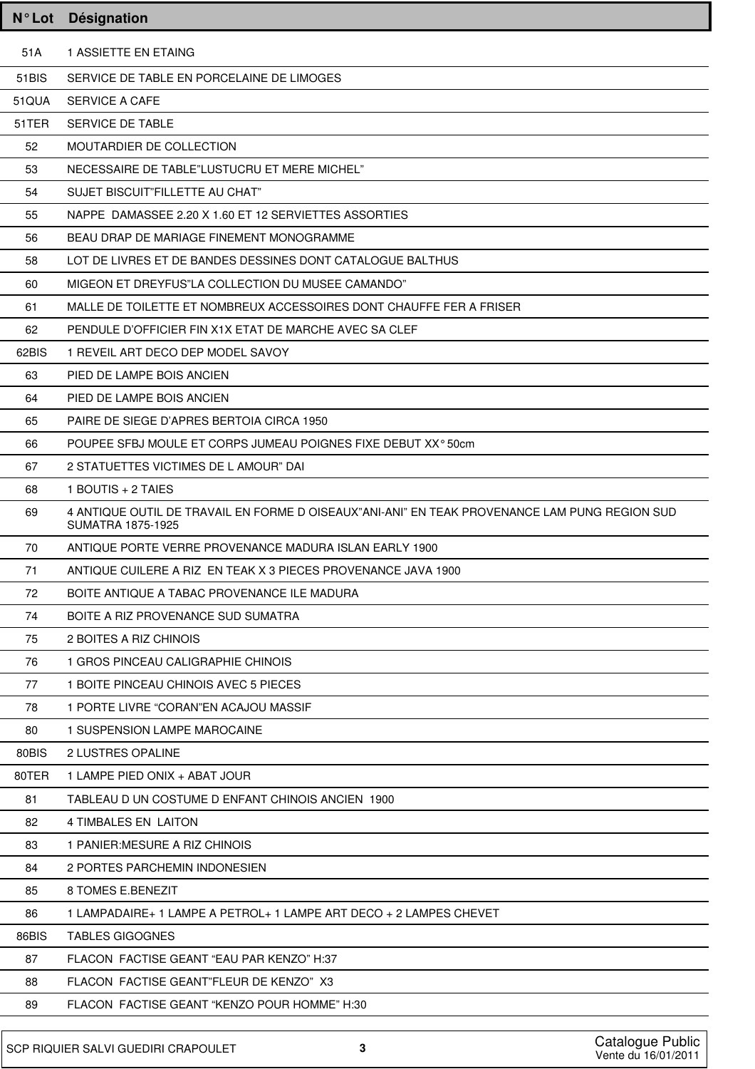| N° Lot | Désignation |
|---|---|
| 51A | 1 ASSIETTE EN ETAING |
| 51BIS | SERVICE DE TABLE EN PORCELAINE DE LIMOGES |
| 51QUA | SERVICE A CAFE |
| 51TER | SERVICE DE TABLE |
| 52 | MOUTARDIER DE COLLECTION |
| 53 | NECESSAIRE DE TABLE"LUSTUCRU ET MERE MICHEL" |
| 54 | SUJET BISCUIT"FILLETTE AU CHAT" |
| 55 | NAPPE DAMASSEE 2.20 X 1.60 ET 12 SERVIETTES ASSORTIES |
| 56 | BEAU DRAP DE MARIAGE FINEMENT MONOGRAMME |
| 58 | LOT DE LIVRES ET DE BANDES DESSINES DONT CATALOGUE BALTHUS |
| 60 | MIGEON ET DREYFUS"LA COLLECTION DU MUSEE CAMANDO" |
| 61 | MALLE DE TOILETTE ET NOMBREUX ACCESSOIRES DONT CHAUFFE FER A FRISER |
| 62 | PENDULE D'OFFICIER FIN X1X ETAT DE MARCHE AVEC SA CLEF |
| 62BIS | 1 REVEIL ART DECO DEP MODEL SAVOY |
| 63 | PIED DE LAMPE BOIS ANCIEN |
| 64 | PIED DE LAMPE BOIS ANCIEN |
| 65 | PAIRE DE SIEGE D'APRES BERTOIA CIRCA 1950 |
| 66 | POUPEE SFBJ MOULE ET CORPS JUMEAU POIGNES FIXE DEBUT XX° 50cm |
| 67 | 2 STATUETTES VICTIMES DE L AMOUR" DAI |
| 68 | 1 BOUTIS + 2 TAIES |
| 69 | 4 ANTIQUE OUTIL DE TRAVAIL EN FORME D OISEAUX"ANI-ANI" EN TEAK PROVENANCE LAM PUNG REGION SUD SUMATRA 1875-1925 |
| 70 | ANTIQUE PORTE VERRE PROVENANCE MADURA ISLAN EARLY 1900 |
| 71 | ANTIQUE CUILERE A RIZ EN TEAK X 3 PIECES PROVENANCE JAVA 1900 |
| 72 | BOITE ANTIQUE A TABAC PROVENANCE ILE MADURA |
| 74 | BOITE A RIZ PROVENANCE SUD SUMATRA |
| 75 | 2 BOITES A RIZ CHINOIS |
| 76 | 1 GROS PINCEAU CALIGRAPHIE CHINOIS |
| 77 | 1 BOITE PINCEAU CHINOIS AVEC 5 PIECES |
| 78 | 1 PORTE LIVRE "CORAN"EN ACAJOU MASSIF |
| 80 | 1 SUSPENSION LAMPE MAROCAINE |
| 80BIS | 2 LUSTRES OPALINE |
| 80TER | 1 LAMPE PIED ONIX + ABAT JOUR |
| 81 | TABLEAU D UN COSTUME D ENFANT CHINOIS ANCIEN 1900 |
| 82 | 4 TIMBALES EN LAITON |
| 83 | 1 PANIER:MESURE A RIZ CHINOIS |
| 84 | 2 PORTES PARCHEMIN INDONESIEN |
| 85 | 8 TOMES E.BENEZIT |
| 86 | 1 LAMPADAIRE+ 1 LAMPE A PETROL+ 1 LAMPE ART DECO + 2 LAMPES CHEVET |
| 86BIS | TABLES GIGOGNES |
| 87 | FLACON FACTISE GEANT "EAU PAR KENZO" H:37 |
| 88 | FLACON FACTISE GEANT"FLEUR DE KENZO" X3 |
| 89 | FLACON FACTISE GEANT "KENZO POUR HOMME" H:30 |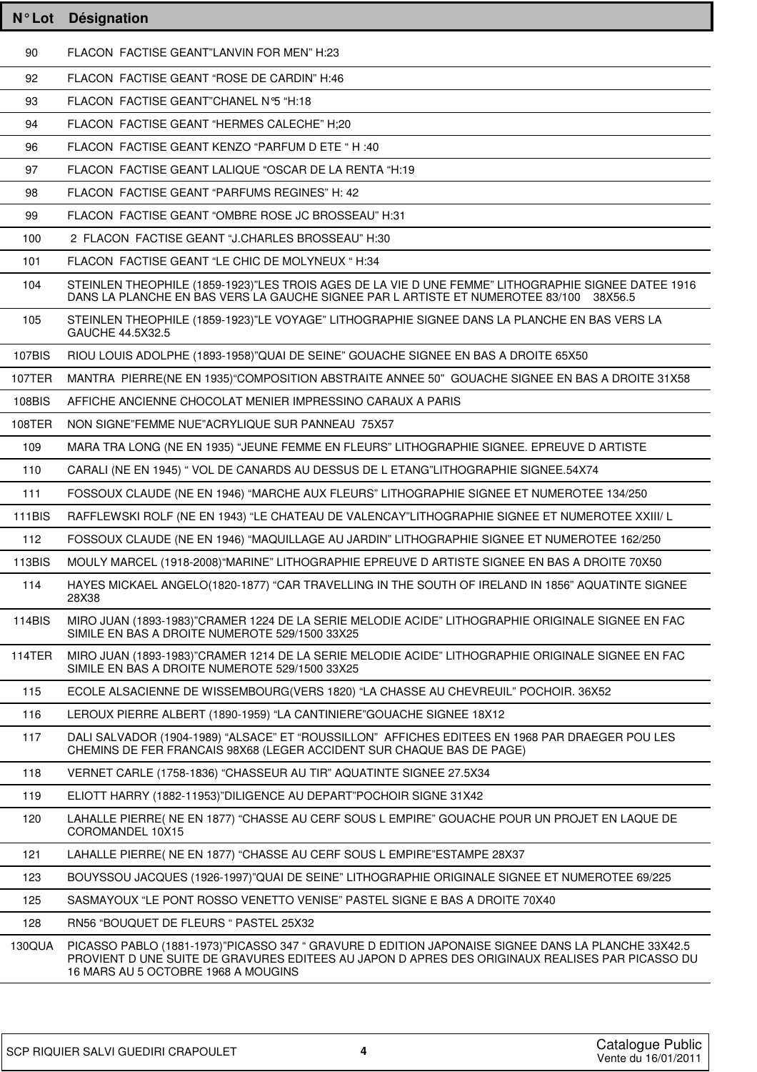| N° Lot | Désignation |
|---|---|
| 90 | FLACON FACTISE GEANT"LANVIN FOR MEN" H:23 |
| 92 | FLACON FACTISE GEANT "ROSE DE CARDIN" H:46 |
| 93 | FLACON FACTISE GEANT"CHANEL N°5 "H:18 |
| 94 | FLACON FACTISE GEANT "HERMES CALECHE" H;20 |
| 96 | FLACON FACTISE GEANT KENZO "PARFUM D ETE " H :40 |
| 97 | FLACON FACTISE GEANT LALIQUE "OSCAR DE LA RENTA "H:19 |
| 98 | FLACON FACTISE GEANT "PARFUMS REGINES" H: 42 |
| 99 | FLACON FACTISE GEANT "OMBRE ROSE JC BROSSEAU" H:31 |
| 100 | 2 FLACON FACTISE GEANT "J.CHARLES BROSSEAU" H:30 |
| 101 | FLACON FACTISE GEANT "LE CHIC DE MOLYNEUX " H:34 |
| 104 | STEINLEN THEOPHILE (1859-1923)"LES TROIS AGES DE LA VIE D UNE FEMME" LITHOGRAPHIE SIGNEE DATEE 1916 DANS LA PLANCHE EN BAS VERS LA GAUCHE SIGNEE PAR L ARTISTE ET NUMEROTEE 83/100 38X56.5 |
| 105 | STEINLEN THEOPHILE (1859-1923)"LE VOYAGE" LITHOGRAPHIE SIGNEE DANS LA PLANCHE EN BAS VERS LA GAUCHE 44.5X32.5 |
| 107BIS | RIOU LOUIS ADOLPHE (1893-1958)"QUAI DE SEINE" GOUACHE SIGNEE EN BAS A DROITE 65X50 |
| 107TER | MANTRA PIERRE(NE EN 1935)"COMPOSITION ABSTRAITE ANNEE 50" GOUACHE SIGNEE EN BAS A DROITE 31X58 |
| 108BIS | AFFICHE ANCIENNE CHOCOLAT MENIER IMPRESSINO CARAUX A PARIS |
| 108TER | NON SIGNE"FEMME NUE"ACRYLIQUE SUR PANNEAU 75X57 |
| 109 | MARA TRA LONG (NE EN 1935) "JEUNE FEMME EN FLEURS" LITHOGRAPHIE SIGNEE. EPREUVE D ARTISTE |
| 110 | CARALI (NE EN 1945) " VOL DE CANARDS AU DESSUS DE L ETANG"LITHOGRAPHIE SIGNEE.54X74 |
| 111 | FOSSOUX CLAUDE (NE EN 1946) "MARCHE AUX FLEURS" LITHOGRAPHIE SIGNEE ET NUMEROTEE 134/250 |
| 111BIS | RAFFLEWSKI ROLF (NE EN 1943) "LE CHATEAU DE VALENCAY"LITHOGRAPHIE SIGNEE ET NUMEROTEE XXIII/ L |
| 112 | FOSSOUX CLAUDE (NE EN 1946) "MAQUILLAGE AU JARDIN" LITHOGRAPHIE SIGNEE ET NUMEROTEE 162/250 |
| 113BIS | MOULY MARCEL (1918-2008)"MARINE" LITHOGRAPHIE EPREUVE D ARTISTE SIGNEE EN BAS A DROITE 70X50 |
| 114 | HAYES MICKAEL ANGELO(1820-1877) "CAR TRAVELLING IN THE SOUTH OF IRELAND IN 1856" AQUATINTE SIGNEE 28X38 |
| 114BIS | MIRO JUAN (1893-1983)"CRAMER 1224 DE LA SERIE MELODIE ACIDE" LITHOGRAPHIE ORIGINALE SIGNEE EN FAC SIMILE EN BAS A DROITE NUMEROTE 529/1500 33X25 |
| 114TER | MIRO JUAN (1893-1983)"CRAMER 1214 DE LA SERIE MELODIE ACIDE" LITHOGRAPHIE ORIGINALE SIGNEE EN FAC SIMILE EN BAS A DROITE NUMEROTE 529/1500 33X25 |
| 115 | ECOLE ALSACIENNE DE WISSEMBOURG(VERS 1820) "LA CHASSE AU CHEVREUIL" POCHOIR. 36X52 |
| 116 | LEROUX PIERRE ALBERT (1890-1959) "LA CANTINIERE"GOUACHE SIGNEE 18X12 |
| 117 | DALI SALVADOR (1904-1989) "ALSACE" ET "ROUSSILLON" AFFICHES EDITEES EN 1968 PAR DRAEGER POU LES CHEMINS DE FER FRANCAIS 98X68 (LEGER ACCIDENT SUR CHAQUE BAS DE PAGE) |
| 118 | VERNET CARLE (1758-1836) "CHASSEUR AU TIR" AQUATINTE SIGNEE 27.5X34 |
| 119 | ELIOTT HARRY (1882-11953)"DILIGENCE AU DEPART"POCHOIR SIGNE 31X42 |
| 120 | LAHALLE PIERRE( NE EN 1877) "CHASSE AU CERF SOUS L EMPIRE" GOUACHE POUR UN PROJET EN LAQUE DE COROMANDEL 10X15 |
| 121 | LAHALLE PIERRE( NE EN 1877) "CHASSE AU CERF SOUS L EMPIRE"ESTAMPE 28X37 |
| 123 | BOUYSSOU JACQUES (1926-1997)"QUAI DE SEINE" LITHOGRAPHIE ORIGINALE SIGNEE ET NUMEROTEE 69/225 |
| 125 | SASMAYOUX "LE PONT ROSSO VENETTO VENISE" PASTEL SIGNE E BAS A DROITE 70X40 |
| 128 | RN56 "BOUQUET DE FLEURS " PASTEL 25X32 |
| 130QUA | PICASSO PABLO (1881-1973)"PICASSO 347 " GRAVURE D EDITION JAPONAISE SIGNEE DANS LA PLANCHE 33X42.5 PROVIENT D UNE SUITE DE GRAVURES EDITEES AU JAPON D APRES DES ORIGINAUX REALISES PAR PICASSO DU 16 MARS AU 5 OCTOBRE 1968 A MOUGINS |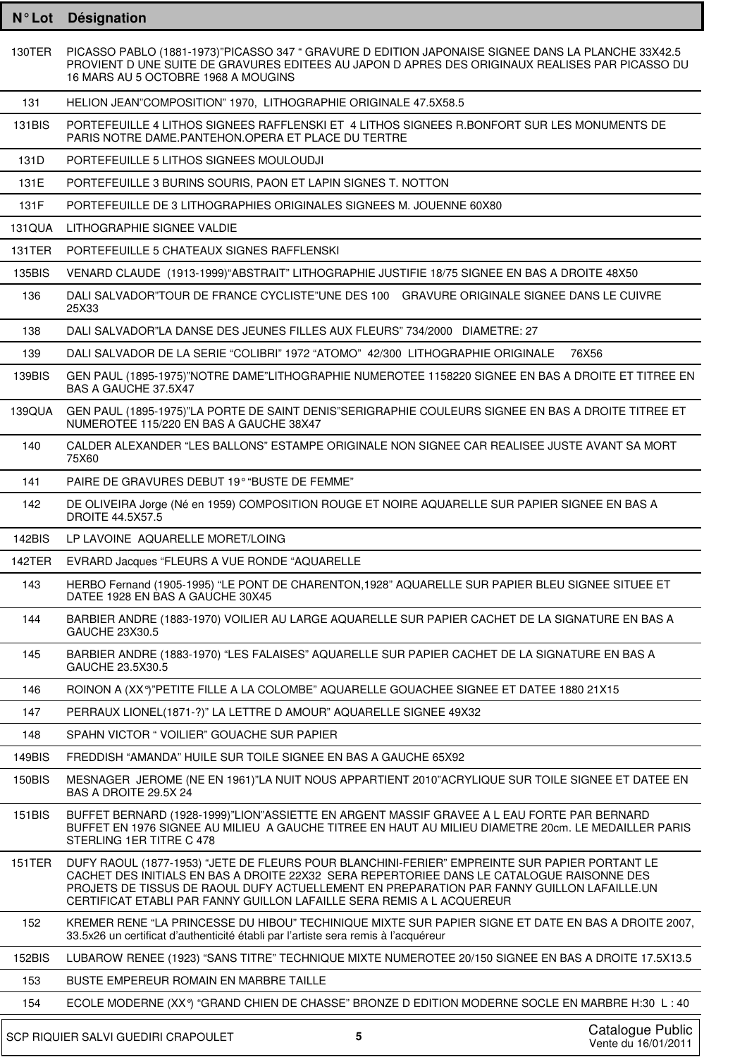| N° Lot | Désignation |
|---|---|
| 130TER | PICASSO PABLO (1881-1973)"PICASSO 347 " GRAVURE D EDITION JAPONAISE SIGNEE DANS LA PLANCHE 33X42.5 PROVIENT D UNE SUITE DE GRAVURES EDITEES AU JAPON D APRES DES ORIGINAUX REALISES PAR PICASSO DU 16 MARS AU 5 OCTOBRE 1968 A MOUGINS |
| 131 | HELION JEAN"COMPOSITION" 1970, LITHOGRAPHIE ORIGINALE 47.5X58.5 |
| 131BIS | PORTEFEUILLE 4 LITHOS SIGNEES RAFFLENSKI ET 4 LITHOS SIGNEES R.BONFORT SUR LES MONUMENTS DE PARIS NOTRE DAME.PANTEHON.OPERA ET PLACE DU TERTRE |
| 131D | PORTEFEUILLE 5 LITHOS SIGNEES MOULOUDJI |
| 131E | PORTEFEUILLE 3 BURINS SOURIS, PAON ET LAPIN SIGNES T. NOTTON |
| 131F | PORTEFEUILLE DE 3 LITHOGRAPHIES ORIGINALES SIGNEES M. JOUENNE 60X80 |
| 131QUA | LITHOGRAPHIE SIGNEE VALDIE |
| 131TER | PORTEFEUILLE 5 CHATEAUX SIGNES RAFFLENSKI |
| 135BIS | VENARD CLAUDE (1913-1999)"ABSTRAIT" LITHOGRAPHIE JUSTIFIE 18/75 SIGNEE EN BAS A DROITE 48X50 |
| 136 | DALI SALVADOR"TOUR DE FRANCE CYCLISTE"UNE DES 100 GRAVURE ORIGINALE SIGNEE DANS LE CUIVRE 25X33 |
| 138 | DALI SALVADOR"LA DANSE DES JEUNES FILLES AUX FLEURS" 734/2000 DIAMETRE: 27 |
| 139 | DALI SALVADOR DE LA SERIE "COLIBRI" 1972 "ATOMO" 42/300 LITHOGRAPHIE ORIGINALE 76X56 |
| 139BIS | GEN PAUL (1895-1975)"NOTRE DAME"LITHOGRAPHIE NUMEROTEE 1158220 SIGNEE EN BAS A DROITE ET TITREE EN BAS A GAUCHE 37.5X47 |
| 139QUA | GEN PAUL (1895-1975)"LA PORTE DE SAINT DENIS"SERIGRAPHIE COULEURS SIGNEE EN BAS A DROITE TITREE ET NUMEROTEE 115/220 EN BAS A GAUCHE 38X47 |
| 140 | CALDER ALEXANDER "LES BALLONS" ESTAMPE ORIGINALE NON SIGNEE CAR REALISEE JUSTE AVANT SA MORT 75X60 |
| 141 | PAIRE DE GRAVURES DEBUT 19° "BUSTE DE FEMME" |
| 142 | DE OLIVEIRA Jorge (Né en 1959) COMPOSITION ROUGE ET NOIRE AQUARELLE SUR PAPIER SIGNEE EN BAS A DROITE 44.5X57.5 |
| 142BIS | LP LAVOINE AQUARELLE MORET/LOING |
| 142TER | EVRARD Jacques "FLEURS A VUE RONDE "AQUARELLE |
| 143 | HERBO Fernand (1905-1995) "LE PONT DE CHARENTON,1928" AQUARELLE SUR PAPIER BLEU SIGNEE SITUEE ET DATEE 1928 EN BAS A GAUCHE 30X45 |
| 144 | BARBIER ANDRE (1883-1970) VOILIER AU LARGE AQUARELLE SUR PAPIER CACHET DE LA SIGNATURE EN BAS A GAUCHE 23X30.5 |
| 145 | BARBIER ANDRE (1883-1970) "LES FALAISES" AQUARELLE SUR PAPIER CACHET DE LA SIGNATURE EN BAS A GAUCHE 23.5X30.5 |
| 146 | ROINON A (XX°)"PETITE FILLE A LA COLOMBE" AQUARELLE GOUACHEE SIGNEE ET DATEE 1880 21X15 |
| 147 | PERRAUX LIONEL(1871-?)" LA LETTRE D AMOUR" AQUARELLE SIGNEE 49X32 |
| 148 | SPAHN VICTOR " VOILIER" GOUACHE SUR PAPIER |
| 149BIS | FREDDISH "AMANDA" HUILE SUR TOILE SIGNEE EN BAS A GAUCHE 65X92 |
| 150BIS | MESNAGER JEROME (NE EN 1961)"LA NUIT NOUS APPARTIENT 2010"ACRYLIQUE SUR TOILE SIGNEE ET DATEE EN BAS A DROITE 29.5X 24 |
| 151BIS | BUFFET BERNARD (1928-1999)"LION"ASSIETTE EN ARGENT MASSIF GRAVEE A L EAU FORTE PAR BERNARD BUFFET EN 1976 SIGNEE AU MILIEU A GAUCHE TITREE EN HAUT AU MILIEU DIAMETRE 20cm. LE MEDAILLER PARIS STERLING 1ER TITRE C 478 |
| 151TER | DUFY RAOUL (1877-1953) "JETE DE FLEURS POUR BLANCHINI-FERIER" EMPREINTE SUR PAPIER PORTANT LE CACHET DES INITIALS EN BAS A DROITE 22X32 SERA REPERTORIEE DANS LE CATALOGUE RAISONNE DES PROJETS DE TISSUS DE RAOUL DUFY ACTUELLEMENT EN PREPARATION PAR FANNY GUILLON LAFAILLE.UN CERTIFICAT ETABLI PAR FANNY GUILLON LAFAILLE SERA REMIS A L ACQUEREUR |
| 152 | KREMER RENE "LA PRINCESSE DU HIBOU" TECHINIQUE MIXTE SUR PAPIER SIGNE ET DATE EN BAS A DROITE 2007, 33.5x26 un certificat d'authenticité établi par l'artiste sera remis à l'acquéreur |
| 152BIS | LUBAROW RENEE (1923) "SANS TITRE" TECHNIQUE MIXTE NUMEROTEE 20/150 SIGNEE EN BAS A DROITE 17.5X13.5 |
| 153 | BUSTE EMPEREUR ROMAIN EN MARBRE TAILLE |
| 154 | ECOLE MODERNE (XX°) "GRAND CHIEN DE CHASSE" BRONZE D EDITION MODERNE SOCLE EN MARBRE H:30 L : 40 |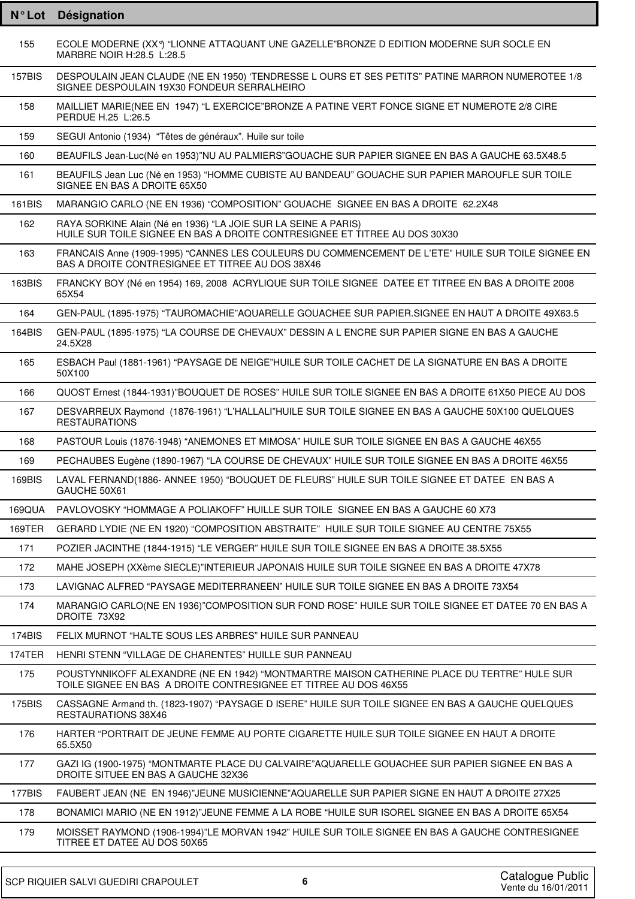| N° Lot | Désignation |
|---|---|
| 155 | ECOLE MODERNE (XX°) "LIONNE ATTAQUANT UNE GAZELLE"BRONZE D EDITION MODERNE SUR SOCLE EN MARBRE NOIR H:28.5 L:28.5 |
| 157BIS | DESPOULAIN JEAN CLAUDE (NE EN 1950) 'TENDRESSE L OURS ET SES PETITS" PATINE MARRON NUMEROTEE 1/8 SIGNEE DESPOULAIN 19X30 FONDEUR SERRALHEIRO |
| 158 | MAILLIET MARIE(NEE EN 1947) "L EXERCICE"BRONZE A PATINE VERT FONCE SIGNE ET NUMEROTE 2/8 CIRE PERDUE H.25 L:26.5 |
| 159 | SEGUI Antonio (1934) "Têtes de généraux". Huile sur toile |
| 160 | BEAUFILS Jean-Luc(Né en 1953)"NU AU PALMIERS"GOUACHE SUR PAPIER SIGNEE EN BAS A GAUCHE 63.5X48.5 |
| 161 | BEAUFILS Jean Luc (Né en 1953) "HOMME CUBISTE AU BANDEAU" GOUACHE SUR PAPIER MAROUFLE SUR TOILE SIGNEE EN BAS A DROITE 65X50 |
| 161BIS | MARANGIO CARLO (NE EN 1936) "COMPOSITION" GOUACHE SIGNEE EN BAS A DROITE 62.2X48 |
| 162 | RAYA SORKINE Alain (Né en 1936) "LA JOIE SUR LA SEINE A PARIS) HUILE SUR TOILE SIGNEE EN BAS A DROITE CONTRESIGNEE ET TITREE AU DOS 30X30 |
| 163 | FRANCAIS Anne (1909-1995) "CANNES LES COULEURS DU COMMENCEMENT DE L'ETE" HUILE SUR TOILE SIGNEE EN BAS A DROITE CONTRESIGNEE ET TITREE AU DOS 38X46 |
| 163BIS | FRANCKY BOY (Né en 1954) 169, 2008 ACRYLIQUE SUR TOILE SIGNEE DATEE ET TITREE EN BAS A DROITE 2008 65X54 |
| 164 | GEN-PAUL (1895-1975) "TAUROMACHIE"AQUARELLE GOUACHEE SUR PAPIER.SIGNEE EN HAUT A DROITE 49X63.5 |
| 164BIS | GEN-PAUL (1895-1975) "LA COURSE DE CHEVAUX" DESSIN A L ENCRE SUR PAPIER SIGNE EN BAS A GAUCHE 24.5X28 |
| 165 | ESBACH Paul (1881-1961) "PAYSAGE DE NEIGE"HUILE SUR TOILE CACHET DE LA SIGNATURE EN BAS A DROITE 50X100 |
| 166 | QUOST Ernest (1844-1931)"BOUQUET DE ROSES" HUILE SUR TOILE SIGNEE EN BAS A DROITE 61X50 PIECE AU DOS |
| 167 | DESVARREUX Raymond (1876-1961) "L'HALLALI"HUILE SUR TOILE SIGNEE EN BAS A GAUCHE 50X100 QUELQUES RESTAURATIONS |
| 168 | PASTOUR Louis (1876-1948) "ANEMONES ET MIMOSA" HUILE SUR TOILE SIGNEE EN BAS A GAUCHE 46X55 |
| 169 | PECHAUBES Eugène (1890-1967) "LA COURSE DE CHEVAUX" HUILE SUR TOILE SIGNEE EN BAS A DROITE 46X55 |
| 169BIS | LAVAL FERNAND(1886- ANNEE 1950) "BOUQUET DE FLEURS" HUILE SUR TOILE SIGNEE ET DATEE EN BAS A GAUCHE 50X61 |
| 169QUA | PAVLOVOSKY "HOMMAGE A POLIAKOFF" HUILLE SUR TOILE SIGNEE EN BAS A GAUCHE 60 X73 |
| 169TER | GERARD LYDIE (NE EN 1920) "COMPOSITION ABSTRAITE" HUILE SUR TOILE SIGNEE AU CENTRE 75X55 |
| 171 | POZIER JACINTHE (1844-1915) "LE VERGER" HUILE SUR TOILE SIGNEE EN BAS A DROITE 38.5X55 |
| 172 | MAHE JOSEPH (XXème SIECLE)"INTERIEUR JAPONAIS HUILE SUR TOILE SIGNEE EN BAS A DROITE 47X78 |
| 173 | LAVIGNAC ALFRED "PAYSAGE MEDITERRANEEN" HUILE SUR TOILE SIGNEE EN BAS A DROITE 73X54 |
| 174 | MARANGIO CARLO(NE EN 1936)"COMPOSITION SUR FOND ROSE" HUILE SUR TOILE SIGNEE ET DATEE 70 EN BAS A DROITE 73X92 |
| 174BIS | FELIX MURNOT "HALTE SOUS LES ARBRES" HUILE SUR PANNEAU |
| 174TER | HENRI STENN "VILLAGE DE CHARENTES" HUILLE SUR PANNEAU |
| 175 | POUSTYNNIKOFF ALEXANDRE (NE EN 1942) "MONTMARTRE MAISON CATHERINE PLACE DU TERTRE" HULE SUR TOILE SIGNEE EN BAS A DROITE CONTRESIGNEE ET TITREE AU DOS 46X55 |
| 175BIS | CASSAGNE Armand th. (1823-1907) "PAYSAGE D ISERE" HUILE SUR TOILE SIGNEE EN BAS A GAUCHE QUELQUES RESTAURATIONS 38X46 |
| 176 | HARTER "PORTRAIT DE JEUNE FEMME AU PORTE CIGARETTE HUILE SUR TOILE SIGNEE EN HAUT A DROITE 65.5X50 |
| 177 | GAZI IG (1900-1975) "MONTMARTE PLACE DU CALVAIRE"AQUARELLE GOUACHEE SUR PAPIER SIGNEE EN BAS A DROITE SITUEE EN BAS A GAUCHE 32X36 |
| 177BIS | FAUBERT JEAN (NE EN 1946)"JEUNE MUSICIENNE"AQUARELLE SUR PAPIER SIGNE EN HAUT A DROITE 27X25 |
| 178 | BONAMICI MARIO (NE EN 1912)"JEUNE FEMME A LA ROBE "HUILE SUR ISOREL SIGNEE EN BAS A DROITE 65X54 |
| 179 | MOISSET RAYMOND (1906-1994)"LE MORVAN 1942" HUILE SUR TOILE SIGNEE EN BAS A GAUCHE CONTRESIGNEE TITREE ET DATEE AU DOS 50X65 |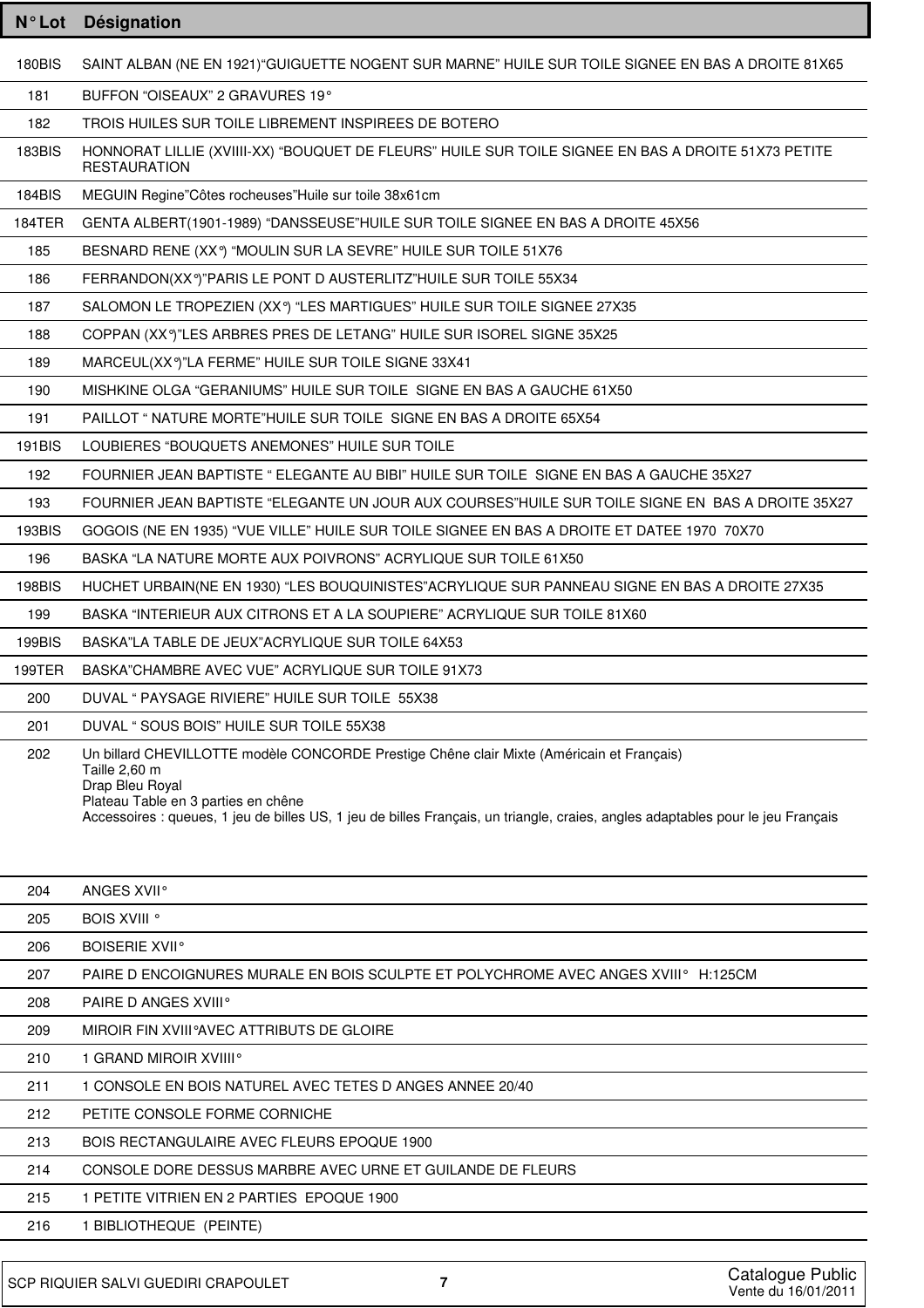| N° Lot | Désignation |
|---|---|
| 180BIS | SAINT ALBAN (NE EN 1921)"GUIGUETTE NOGENT SUR MARNE" HUILE SUR TOILE SIGNEE EN BAS A DROITE 81X65 |
| 181 | BUFFON "OISEAUX" 2 GRAVURES 19° |
| 182 | TROIS HUILES SUR TOILE LIBREMENT INSPIREES DE BOTERO |
| 183BIS | HONNORAT LILLIE (XVIIII-XX) "BOUQUET DE FLEURS" HUILE SUR TOILE SIGNEE EN BAS A DROITE 51X73 PETITE RESTAURATION |
| 184BIS | MEGUIN Regine"Côtes rocheuses"Huile sur toile 38x61cm |
| 184TER | GENTA ALBERT(1901-1989) "DANSSEUSE"HUILE SUR TOILE SIGNEE EN BAS A DROITE 45X56 |
| 185 | BESNARD RENE (XX°) "MOULIN SUR LA SEVRE" HUILE SUR TOILE 51X76 |
| 186 | FERRANDON(XX°)"PARIS LE PONT D AUSTERLITZ"HUILE SUR TOILE 55X34 |
| 187 | SALOMON LE TROPEZIEN (XX°) "LES MARTIGUES" HUILE SUR TOILE SIGNEE 27X35 |
| 188 | COPPAN (XX°)"LES ARBRES PRES DE LETANG" HUILE SUR ISOREL SIGNE 35X25 |
| 189 | MARCEUL(XX°)"LA FERME" HUILE SUR TOILE SIGNE 33X41 |
| 190 | MISHKINE OLGA "GERANIUMS" HUILE SUR TOILE SIGNE EN BAS A GAUCHE 61X50 |
| 191 | PAILLOT " NATURE MORTE"HUILE SUR TOILE SIGNE EN BAS A DROITE 65X54 |
| 191BIS | LOUBIERES "BOUQUETS ANEMONES" HUILE SUR TOILE |
| 192 | FOURNIER JEAN BAPTISTE " ELEGANTE AU BIBI" HUILE SUR TOILE SIGNE EN BAS A GAUCHE 35X27 |
| 193 | FOURNIER JEAN BAPTISTE "ELEGANTE UN JOUR AUX COURSES"HUILE SUR TOILE SIGNE EN BAS A DROITE 35X27 |
| 193BIS | GOGOIS (NE EN 1935) "VUE VILLE" HUILE SUR TOILE SIGNEE EN BAS A DROITE ET DATEE 1970 70X70 |
| 196 | BASKA "LA NATURE MORTE AUX POIVRONS" ACRYLIQUE SUR TOILE 61X50 |
| 198BIS | HUCHET URBAIN(NE EN 1930) "LES BOUQUINISTES"ACRYLIQUE SUR PANNEAU SIGNE EN BAS A DROITE 27X35 |
| 199 | BASKA "INTERIEUR AUX CITRONS ET A LA SOUPIERE" ACRYLIQUE SUR TOILE 81X60 |
| 199BIS | BASKA"LA TABLE DE JEUX"ACRYLIQUE SUR TOILE 64X53 |
| 199TER | BASKA"CHAMBRE AVEC VUE" ACRYLIQUE SUR TOILE 91X73 |
| 200 | DUVAL " PAYSAGE RIVIERE" HUILE SUR TOILE 55X38 |
| 201 | DUVAL " SOUS BOIS" HUILE SUR TOILE 55X38 |
| 202 | Un billard CHEVILLOTTE modèle CONCORDE Prestige Chêne clair Mixte (Américain et Français)<br>Taille 2,60 m<br>Drap Bleu Royal<br>Plateau Table en 3 parties en chêne<br>Accessoires : queues, 1 jeu de billes US, 1 jeu de billes Français, un triangle, craies, angles adaptables pour le jeu Français |
| 204 | ANGES XVII° |
| 205 | BOIS XVIII ° |
| 206 | BOISERIE XVII° |
| 207 | PAIRE D ENCOIGNURES MURALE EN BOIS SCULPTE ET POLYCHROME AVEC ANGES XVIII° H:125CM |
| 208 | PAIRE D ANGES XVIII° |
| 209 | MIROIR FIN XVIII°AVEC ATTRIBUTS DE GLOIRE |
| 210 | 1 GRAND MIROIR XVIIII° |
| 211 | 1 CONSOLE EN BOIS NATUREL AVEC TETES D ANGES ANNEE 20/40 |
| 212 | PETITE CONSOLE FORME CORNICHE |
| 213 | BOIS RECTANGULAIRE AVEC FLEURS EPOQUE 1900 |
| 214 | CONSOLE DORE DESSUS MARBRE AVEC URNE ET GUILANDE DE FLEURS |
| 215 | 1 PETITE VITRIEN EN 2 PARTIES EPOQUE 1900 |
| 216 | 1 BIBLIOTHEQUE (PEINTE) |

SCP RIQUIER SALVI GUEDIRI CRAPOULET — Catalogue Public Vente du 16/01/2011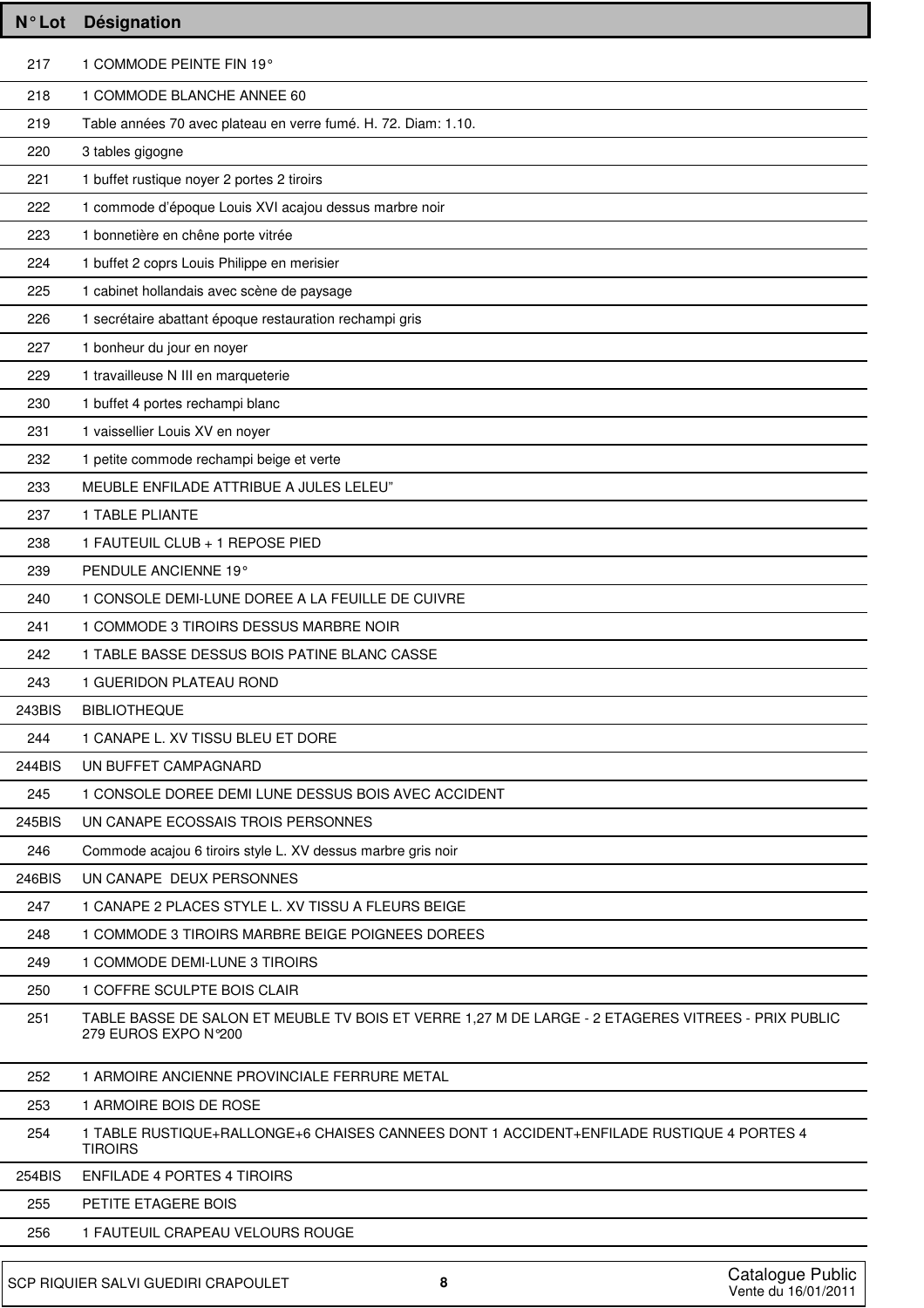| N° Lot | Désignation |
|---|---|
| 217 | 1 COMMODE PEINTE FIN 19° |
| 218 | 1 COMMODE BLANCHE ANNEE 60 |
| 219 | Table années 70 avec plateau en verre fumé. H. 72. Diam: 1.10. |
| 220 | 3 tables gigogne |
| 221 | 1 buffet rustique noyer 2 portes 2 tiroirs |
| 222 | 1 commode d'époque Louis XVI acajou dessus marbre noir |
| 223 | 1 bonnetière en chêne porte vitrée |
| 224 | 1 buffet 2 coprs Louis Philippe en merisier |
| 225 | 1 cabinet hollandais avec scène de paysage |
| 226 | 1 secrétaire abattant époque restauration rechampi gris |
| 227 | 1 bonheur du jour en noyer |
| 229 | 1 travailleuse N III en marqueterie |
| 230 | 1 buffet 4 portes rechampi blanc |
| 231 | 1 vaissellier Louis XV en noyer |
| 232 | 1 petite commode rechampi beige et verte |
| 233 | MEUBLE ENFILADE ATTRIBUE A JULES LELEU" |
| 237 | 1 TABLE PLIANTE |
| 238 | 1 FAUTEUIL CLUB + 1 REPOSE PIED |
| 239 | PENDULE ANCIENNE 19° |
| 240 | 1 CONSOLE DEMI-LUNE DOREE A LA FEUILLE DE CUIVRE |
| 241 | 1 COMMODE 3 TIROIRS DESSUS MARBRE NOIR |
| 242 | 1 TABLE BASSE DESSUS BOIS PATINE BLANC CASSE |
| 243 | 1 GUERIDON PLATEAU ROND |
| 243BIS | BIBLIOTHEQUE |
| 244 | 1 CANAPE L. XV TISSU BLEU ET DORE |
| 244BIS | UN BUFFET CAMPAGNARD |
| 245 | 1 CONSOLE DOREE DEMI LUNE DESSUS BOIS AVEC ACCIDENT |
| 245BIS | UN CANAPE ECOSSAIS TROIS PERSONNES |
| 246 | Commode acajou 6 tiroirs style L. XV dessus marbre gris noir |
| 246BIS | UN CANAPE DEUX PERSONNES |
| 247 | 1 CANAPE 2 PLACES STYLE L. XV TISSU A FLEURS BEIGE |
| 248 | 1 COMMODE 3 TIROIRS MARBRE BEIGE POIGNEES DOREES |
| 249 | 1 COMMODE DEMI-LUNE 3 TIROIRS |
| 250 | 1 COFFRE SCULPTE BOIS CLAIR |
| 251 | TABLE BASSE DE SALON ET MEUBLE TV BOIS ET VERRE 1,27 M DE LARGE - 2 ETAGERES VITREES - PRIX PUBLIC 279 EUROS EXPO N°200 |
| 252 | 1 ARMOIRE ANCIENNE PROVINCIALE FERRURE METAL |
| 253 | 1 ARMOIRE BOIS DE ROSE |
| 254 | 1 TABLE RUSTIQUE+RALLONGE+6 CHAISES CANNEES DONT 1 ACCIDENT+ENFILADE RUSTIQUE 4 PORTES 4 TIROIRS |
| 254BIS | ENFILADE 4 PORTES 4 TIROIRS |
| 255 | PETITE ETAGERE BOIS |
| 256 | 1 FAUTEUIL CRAPEAU VELOURS ROUGE |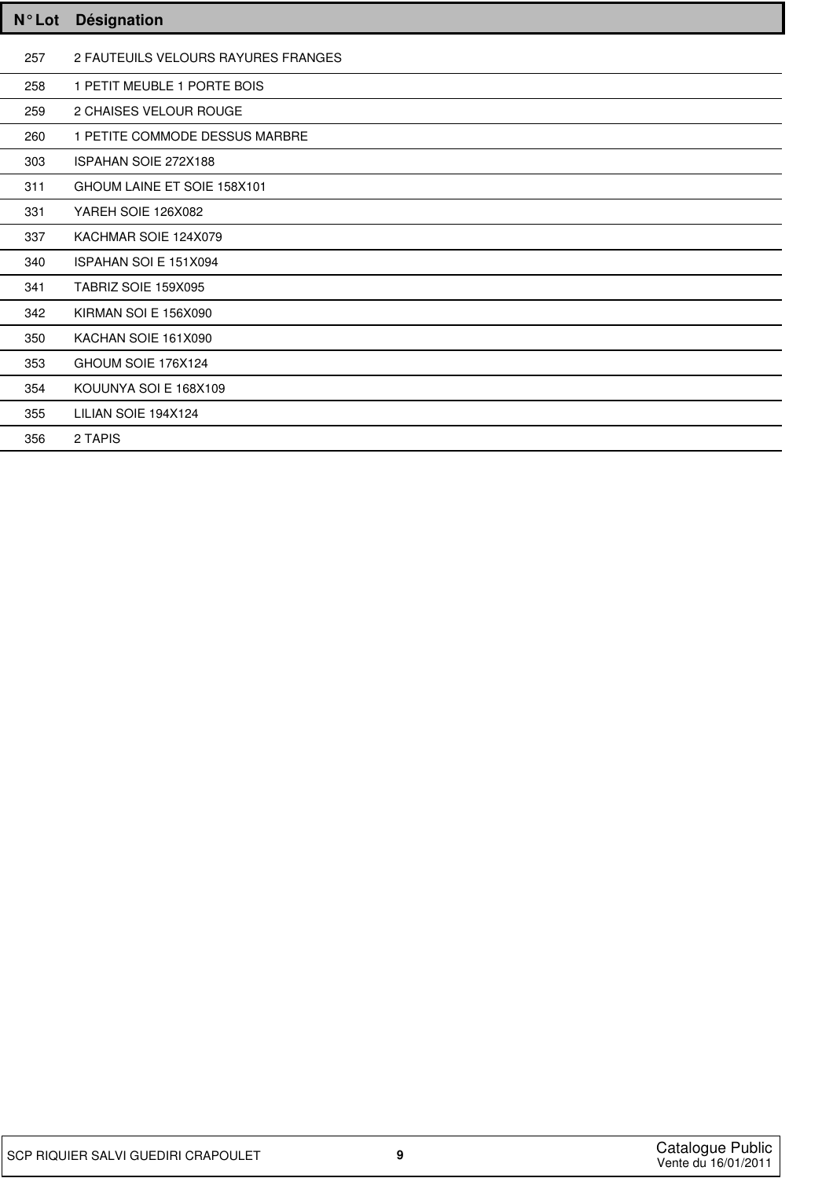| N° Lot | Désignation |
|---|---|
| 257 | 2 FAUTEUILS VELOURS RAYURES FRANGES |
| 258 | 1 PETIT MEUBLE 1 PORTE BOIS |
| 259 | 2 CHAISES VELOUR ROUGE |
| 260 | 1 PETITE COMMODE DESSUS MARBRE |
| 303 | ISPAHAN SOIE 272X188 |
| 311 | GHOUM LAINE ET SOIE 158X101 |
| 331 | YAREH SOIE 126X082 |
| 337 | KACHMAR SOIE 124X079 |
| 340 | ISPAHAN SOI E 151X094 |
| 341 | TABRIZ SOIE 159X095 |
| 342 | KIRMAN SOI E 156X090 |
| 350 | KACHAN SOIE 161X090 |
| 353 | GHOUM SOIE 176X124 |
| 354 | KOUUNYA SOI E 168X109 |
| 355 | LILIAN SOIE 194X124 |
| 356 | 2 TAPIS |